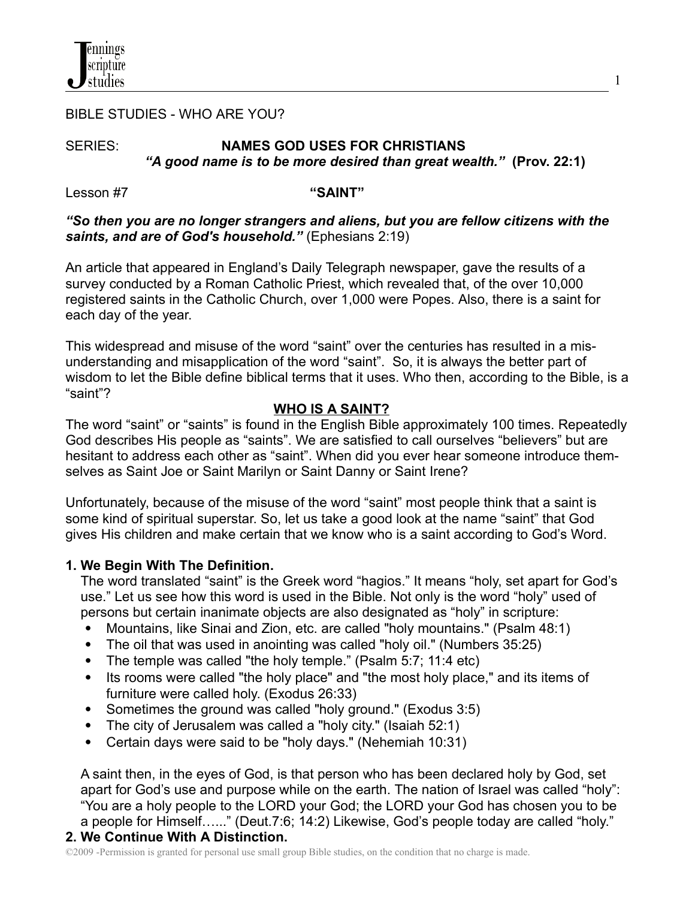BIBLE STUDIES - WHO ARE YOU?

SERIES: **NAMES GOD USES FOR CHRISTIANS**
***"A good name is to be more desired than great wealth."* (Prov. 22:1)**

Lesson #7 **"SAINT"**

***"So then you are no longer strangers and aliens, but you are fellow citizens with the saints, and are of God's household."*** (Ephesians 2:19)

An article that appeared in England's Daily Telegraph newspaper, gave the results of a survey conducted by a Roman Catholic Priest, which revealed that, of the over 10,000 registered saints in the Catholic Church, over 1,000 were Popes. Also, there is a saint for each day of the year.

This widespread and misuse of the word "saint" over the centuries has resulted in a misunderstanding and misapplication of the word "saint". So, it is always the better part of wisdom to let the Bible define biblical terms that it uses. Who then, according to the Bible, is a "saint"?

## WHO IS A SAINT?

The word "saint" or "saints" is found in the English Bible approximately 100 times. Repeatedly God describes His people as "saints". We are satisfied to call ourselves "believers" but are hesitant to address each other as "saint". When did you ever hear someone introduce themselves as Saint Joe or Saint Marilyn or Saint Danny or Saint Irene?

Unfortunately, because of the misuse of the word "saint" most people think that a saint is some kind of spiritual superstar. So, let us take a good look at the name "saint" that God gives His children and make certain that we know who is a saint according to God's Word.

**1. We Begin With The Definition.**

The word translated "saint" is the Greek word "hagios." It means "holy, set apart for God's use." Let us see how this word is used in the Bible. Not only is the word "holy" used of persons but certain inanimate objects are also designated as "holy" in scripture:

- Mountains, like Sinai and Zion, etc. are called "holy mountains." (Psalm 48:1)
- The oil that was used in anointing was called "holy oil." (Numbers 35:25)
- The temple was called "the holy temple." (Psalm 5:7; 11:4 etc)
- Its rooms were called "the holy place" and "the most holy place," and its items of furniture were called holy. (Exodus 26:33)
- Sometimes the ground was called "holy ground." (Exodus 3:5)
- The city of Jerusalem was called a "holy city." (Isaiah 52:1)
- Certain days were said to be "holy days." (Nehemiah 10:31)

A saint then, in the eyes of God, is that person who has been declared holy by God, set apart for God's use and purpose while on the earth. The nation of Israel was called "holy": "You are a holy people to the LORD your God; the LORD your God has chosen you to be a people for Himself….." (Deut.7:6; 14:2) Likewise, God's people today are called "holy."

**2. We Continue With A Distinction.**

©2009 -Permission is granted for personal use small group Bible studies, on the condition that no charge is made.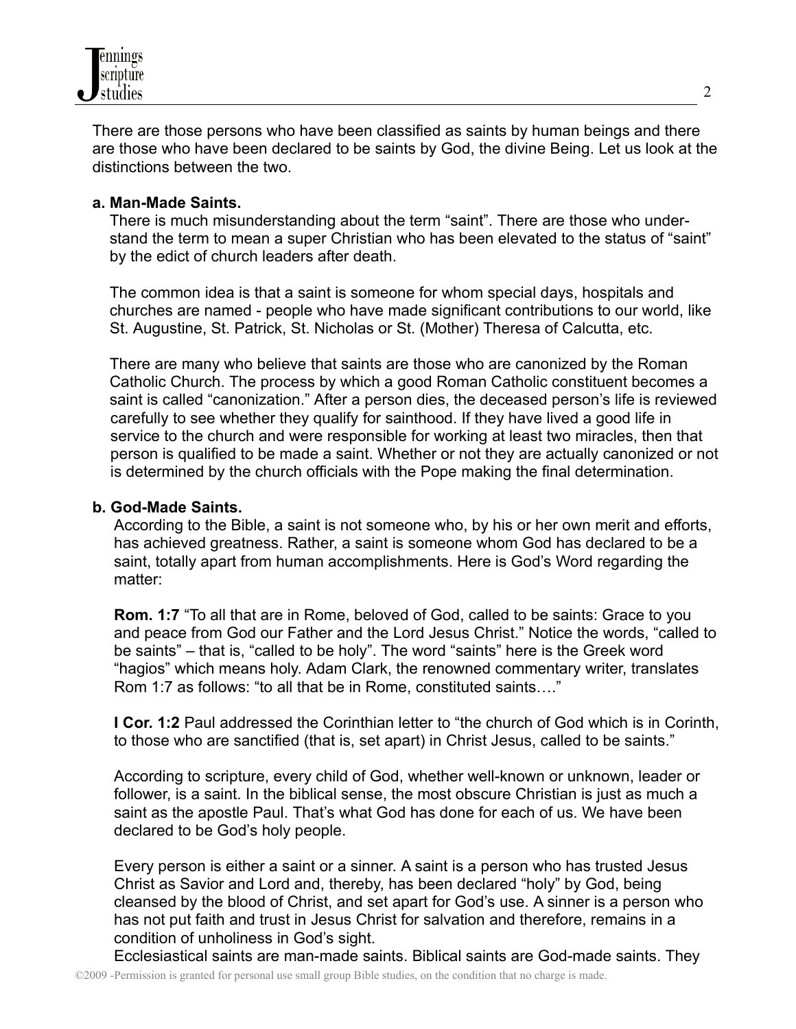There are those persons who have been classified as saints by human beings and there are those who have been declared to be saints by God, the divine Being. Let us look at the distinctions between the two.

**a. Man-Made Saints.**

There is much misunderstanding about the term "saint". There are those who understand the term to mean a super Christian who has been elevated to the status of "saint" by the edict of church leaders after death.

The common idea is that a saint is someone for whom special days, hospitals and churches are named - people who have made significant contributions to our world, like St. Augustine, St. Patrick, St. Nicholas or St. (Mother) Theresa of Calcutta, etc.

There are many who believe that saints are those who are canonized by the Roman Catholic Church. The process by which a good Roman Catholic constituent becomes a saint is called "canonization." After a person dies, the deceased person's life is reviewed carefully to see whether they qualify for sainthood. If they have lived a good life in service to the church and were responsible for working at least two miracles, then that person is qualified to be made a saint. Whether or not they are actually canonized or not is determined by the church officials with the Pope making the final determination.

**b. God-Made Saints.**

According to the Bible, a saint is not someone who, by his or her own merit and efforts, has achieved greatness. Rather, a saint is someone whom God has declared to be a saint, totally apart from human accomplishments. Here is God's Word regarding the matter:

**Rom. 1:7** "To all that are in Rome, beloved of God, called to be saints: Grace to you and peace from God our Father and the Lord Jesus Christ." Notice the words, "called to be saints" – that is, "called to be holy". The word "saints" here is the Greek word "hagios" which means holy. Adam Clark, the renowned commentary writer, translates Rom 1:7 as follows: "to all that be in Rome, constituted saints…."

**I Cor. 1:2** Paul addressed the Corinthian letter to "the church of God which is in Corinth, to those who are sanctified (that is, set apart) in Christ Jesus, called to be saints."

According to scripture, every child of God, whether well-known or unknown, leader or follower, is a saint. In the biblical sense, the most obscure Christian is just as much a saint as the apostle Paul. That's what God has done for each of us. We have been declared to be God's holy people.

Every person is either a saint or a sinner. A saint is a person who has trusted Jesus Christ as Savior and Lord and, thereby, has been declared "holy" by God, being cleansed by the blood of Christ, and set apart for God's use. A sinner is a person who has not put faith and trust in Jesus Christ for salvation and therefore, remains in a condition of unholiness in God's sight.

Ecclesiastical saints are man-made saints. Biblical saints are God-made saints. They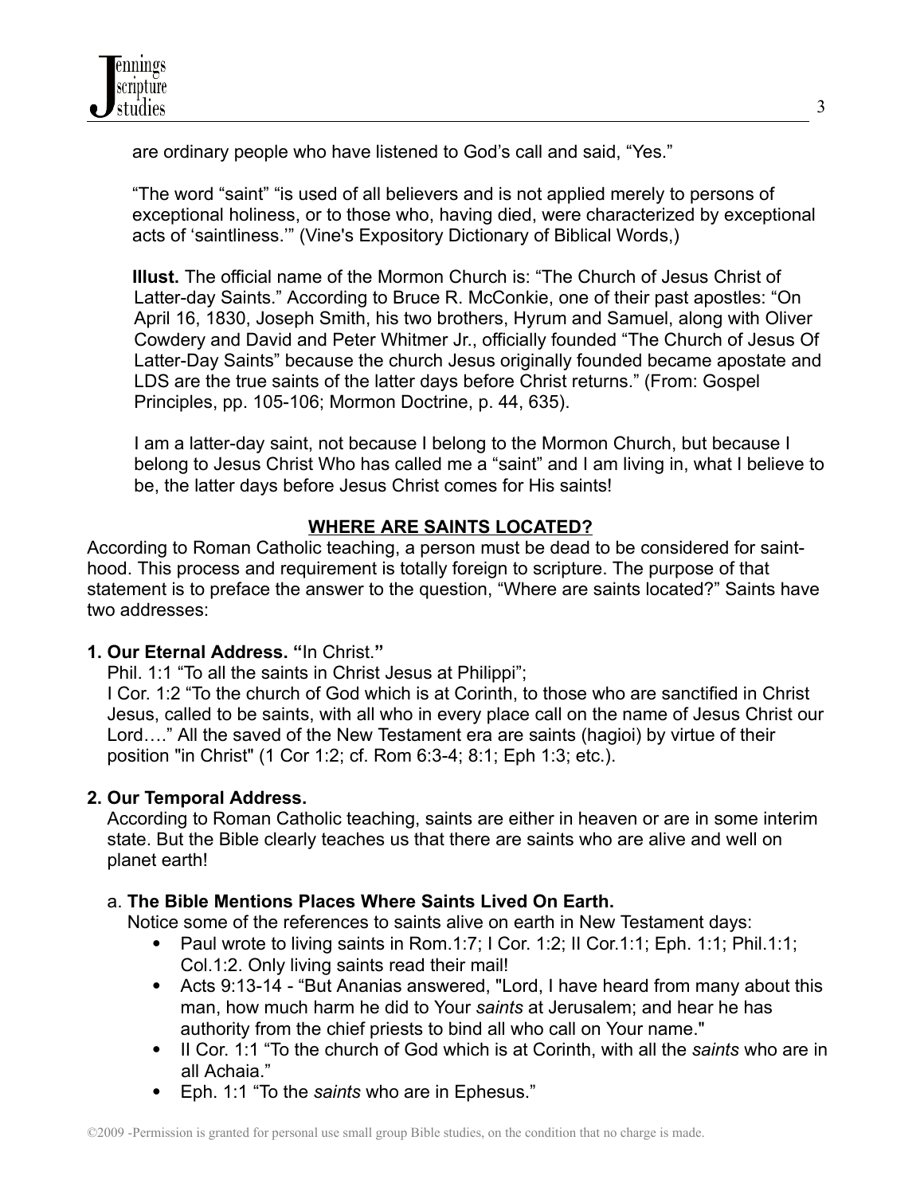are ordinary people who have listened to God's call and said, "Yes."

"The word "saint" "is used of all believers and is not applied merely to persons of exceptional holiness, or to those who, having died, were characterized by exceptional acts of 'saintliness.'" (Vine's Expository Dictionary of Biblical Words,)

**Illust.** The official name of the Mormon Church is: "The Church of Jesus Christ of Latter-day Saints." According to Bruce R. McConkie, one of their past apostles: "On April 16, 1830, Joseph Smith, his two brothers, Hyrum and Samuel, along with Oliver Cowdery and David and Peter Whitmer Jr., officially founded "The Church of Jesus Of Latter-Day Saints" because the church Jesus originally founded became apostate and LDS are the true saints of the latter days before Christ returns." (From: Gospel Principles, pp. 105-106; Mormon Doctrine, p. 44, 635).

I am a latter-day saint, not because I belong to the Mormon Church, but because I belong to Jesus Christ Who has called me a "saint" and I am living in, what I believe to be, the latter days before Jesus Christ comes for His saints!

## WHERE ARE SAINTS LOCATED?

According to Roman Catholic teaching, a person must be dead to be considered for saint-hood. This process and requirement is totally foreign to scripture. The purpose of that statement is to preface the answer to the question, "Where are saints located?" Saints have two addresses:

**1. Our Eternal Address. "**In Christ.**"**

Phil. 1:1 "To all the saints in Christ Jesus at Philippi";
I Cor. 1:2 "To the church of God which is at Corinth, to those who are sanctified in Christ Jesus, called to be saints, with all who in every place call on the name of Jesus Christ our Lord…." All the saved of the New Testament era are saints (hagioi) by virtue of their position "in Christ" (1 Cor 1:2; cf. Rom 6:3-4; 8:1; Eph 1:3; etc.).

**2. Our Temporal Address.**

According to Roman Catholic teaching, saints are either in heaven or are in some interim state. But the Bible clearly teaches us that there are saints who are alive and well on planet earth!

a. **The Bible Mentions Places Where Saints Lived On Earth.**

Notice some of the references to saints alive on earth in New Testament days:

- Paul wrote to living saints in Rom.1:7; I Cor. 1:2; II Cor.1:1; Eph. 1:1; Phil.1:1; Col.1:2. Only living saints read their mail!
- Acts 9:13-14 - "But Ananias answered, "Lord, I have heard from many about this man, how much harm he did to Your *saints* at Jerusalem; and hear he has authority from the chief priests to bind all who call on Your name."
- II Cor. 1:1 "To the church of God which is at Corinth, with all the *saints* who are in all Achaia."
- Eph. 1:1 "To the *saints* who are in Ephesus."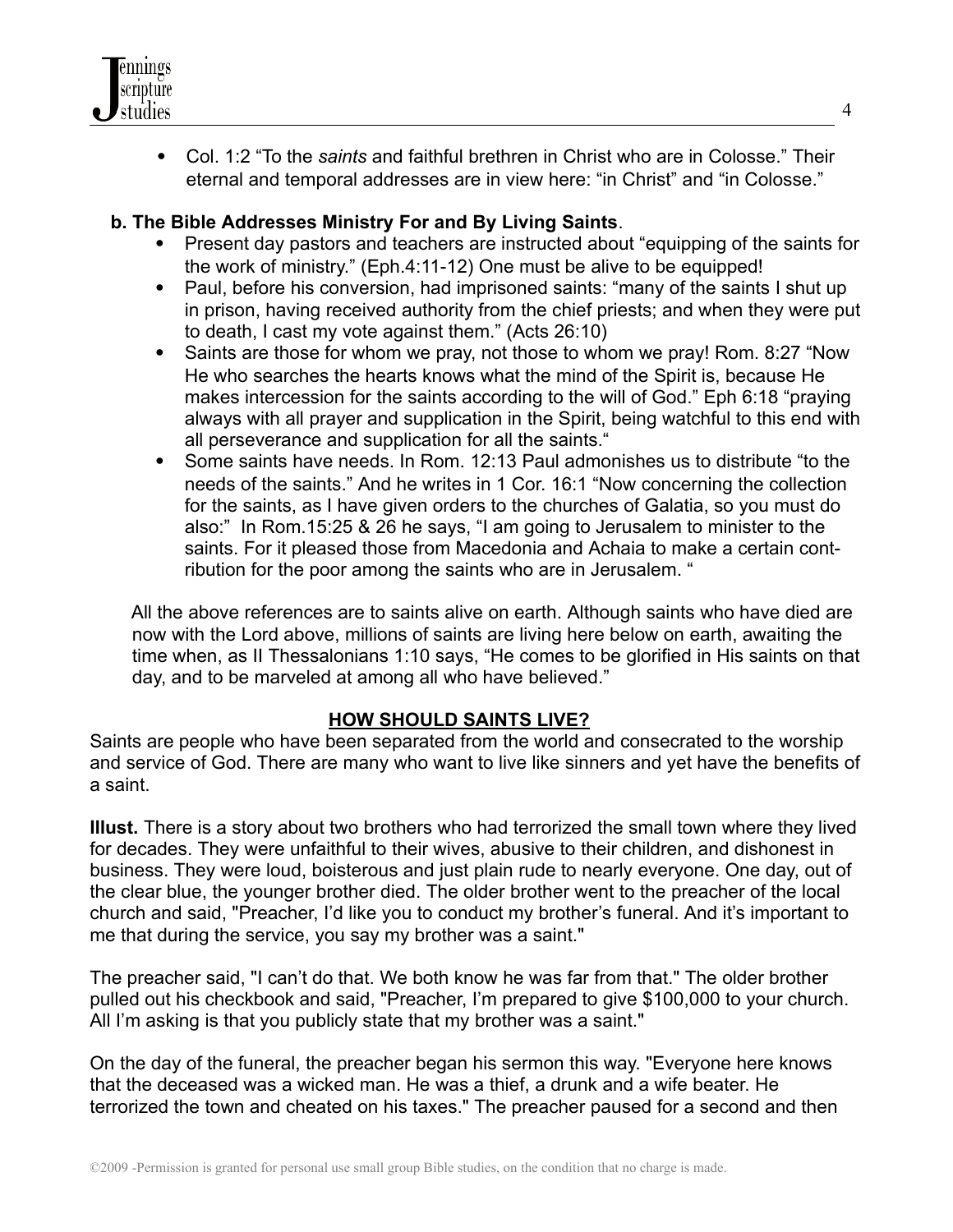- Col. 1:2 "To the *saints* and faithful brethren in Christ who are in Colosse." Their eternal and temporal addresses are in view here: "in Christ" and "in Colosse."

**b. The Bible Addresses Ministry For and By Living Saints**.

- Present day pastors and teachers are instructed about "equipping of the saints for the work of ministry." (Eph.4:11-12) One must be alive to be equipped!
- Paul, before his conversion, had imprisoned saints: "many of the saints I shut up in prison, having received authority from the chief priests; and when they were put to death, I cast my vote against them." (Acts 26:10)
- Saints are those for whom we pray, not those to whom we pray! Rom. 8:27 "Now He who searches the hearts knows what the mind of the Spirit is, because He makes intercession for the saints according to the will of God." Eph 6:18 "praying always with all prayer and supplication in the Spirit, being watchful to this end with all perseverance and supplication for all the saints."
- Some saints have needs. In Rom. 12:13 Paul admonishes us to distribute "to the needs of the saints." And he writes in 1 Cor. 16:1 "Now concerning the collection for the saints, as I have given orders to the churches of Galatia, so you must do also:" In Rom.15:25 & 26 he says, "I am going to Jerusalem to minister to the saints. For it pleased those from Macedonia and Achaia to make a certain contribution for the poor among the saints who are in Jerusalem. "

All the above references are to saints alive on earth. Although saints who have died are now with the Lord above, millions of saints are living here below on earth, awaiting the time when, as II Thessalonians 1:10 says, "He comes to be glorified in His saints on that day, and to be marveled at among all who have believed."

## HOW SHOULD SAINTS LIVE?

Saints are people who have been separated from the world and consecrated to the worship and service of God. There are many who want to live like sinners and yet have the benefits of a saint.

**Illust.** There is a story about two brothers who had terrorized the small town where they lived for decades. They were unfaithful to their wives, abusive to their children, and dishonest in business. They were loud, boisterous and just plain rude to nearly everyone. One day, out of the clear blue, the younger brother died. The older brother went to the preacher of the local church and said, "Preacher, I'd like you to conduct my brother's funeral. And it's important to me that during the service, you say my brother was a saint."

The preacher said, "I can't do that. We both know he was far from that." The older brother pulled out his checkbook and said, "Preacher, I'm prepared to give $100,000 to your church. All I'm asking is that you publicly state that my brother was a saint."

On the day of the funeral, the preacher began his sermon this way. "Everyone here knows that the deceased was a wicked man. He was a thief, a drunk and a wife beater. He terrorized the town and cheated on his taxes." The preacher paused for a second and then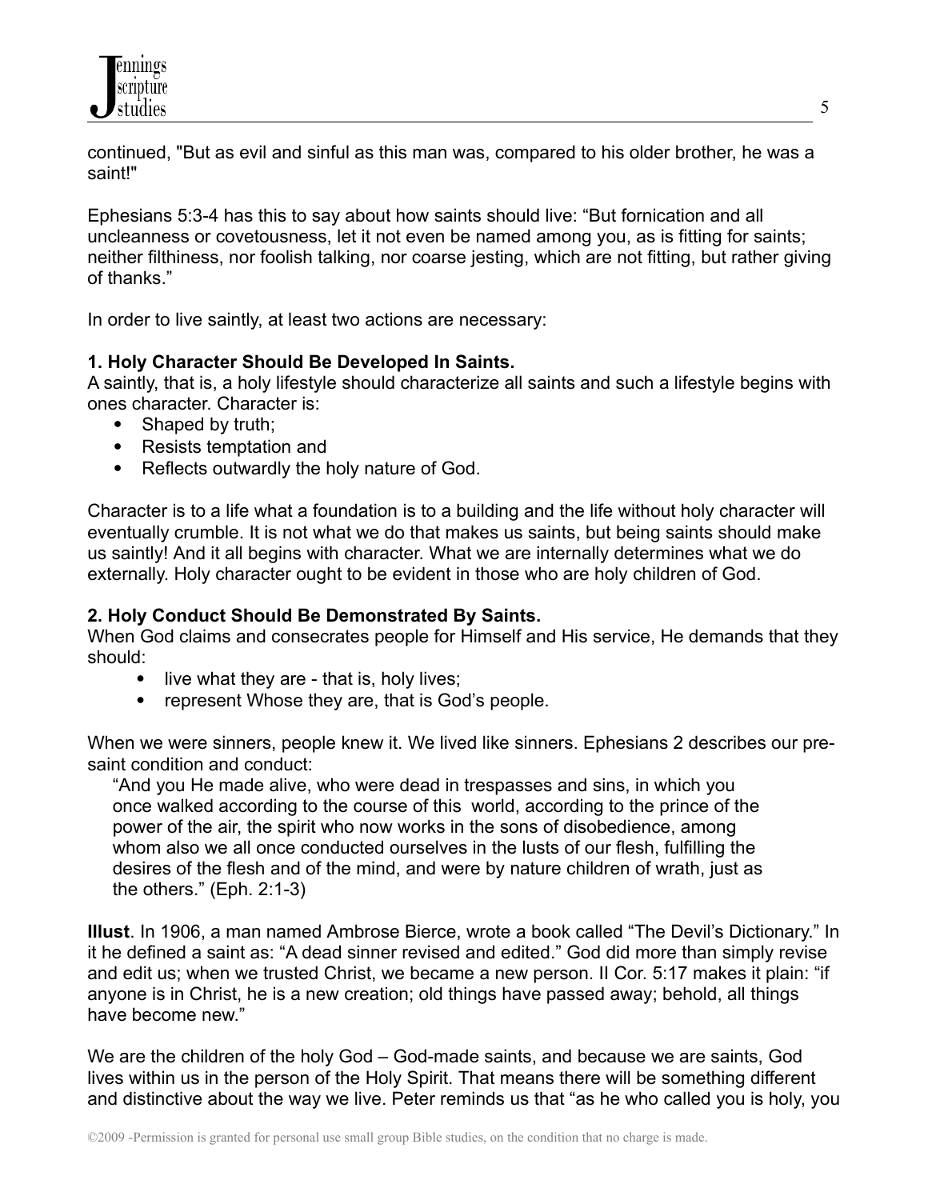continued, "But as evil and sinful as this man was, compared to his older brother, he was a saint!"

Ephesians 5:3-4 has this to say about how saints should live: "But fornication and all uncleanness or covetousness, let it not even be named among you, as is fitting for saints; neither filthiness, nor foolish talking, nor coarse jesting, which are not fitting, but rather giving of thanks."

In order to live saintly, at least two actions are necessary:

**1. Holy Character Should Be Developed In Saints.**

A saintly, that is, a holy lifestyle should characterize all saints and such a lifestyle begins with ones character. Character is:

- Shaped by truth;
- Resists temptation and
- Reflects outwardly the holy nature of God.

Character is to a life what a foundation is to a building and the life without holy character will eventually crumble. It is not what we do that makes us saints, but being saints should make us saintly! And it all begins with character. What we are internally determines what we do externally. Holy character ought to be evident in those who are holy children of God.

**2. Holy Conduct Should Be Demonstrated By Saints.**

When God claims and consecrates people for Himself and His service, He demands that they should:

- live what they are - that is, holy lives;
- represent Whose they are, that is God's people.

When we were sinners, people knew it. We lived like sinners. Ephesians 2 describes our pre-saint condition and conduct:

> "And you He made alive, who were dead in trespasses and sins, in which you once walked according to the course of this world, according to the prince of the power of the air, the spirit who now works in the sons of disobedience, among whom also we all once conducted ourselves in the lusts of our flesh, fulfilling the desires of the flesh and of the mind, and were by nature children of wrath, just as the others." (Eph. 2:1-3)

**Illust**. In 1906, a man named Ambrose Bierce, wrote a book called "The Devil's Dictionary." In it he defined a saint as: "A dead sinner revised and edited." God did more than simply revise and edit us; when we trusted Christ, we became a new person. II Cor. 5:17 makes it plain: "if anyone is in Christ, he is a new creation; old things have passed away; behold, all things have become new."

We are the children of the holy God – God-made saints, and because we are saints, God lives within us in the person of the Holy Spirit. That means there will be something different and distinctive about the way we live. Peter reminds us that "as he who called you is holy, you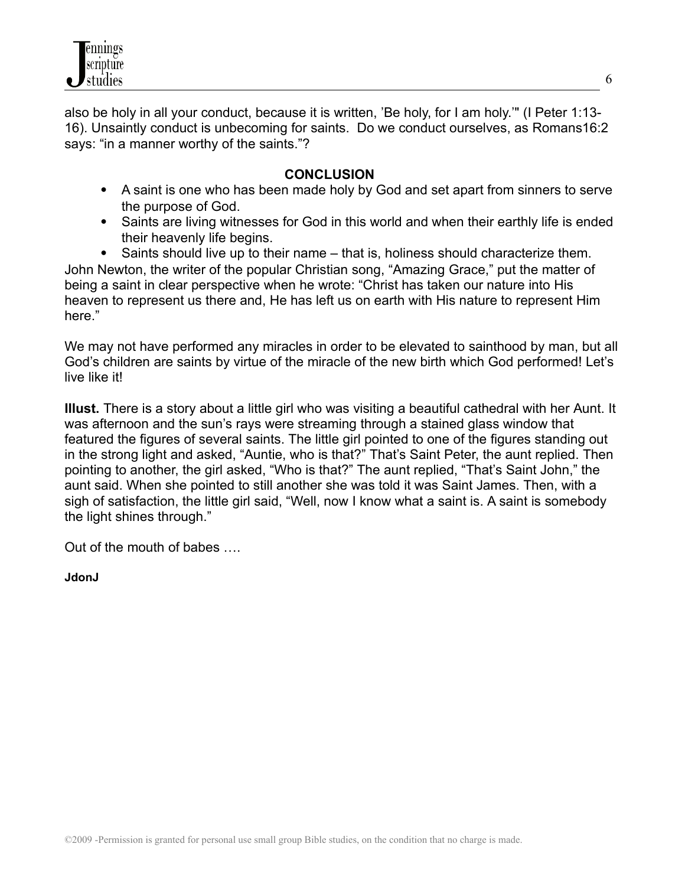also be holy in all your conduct, because it is written, 'Be holy, for I am holy.'" (I Peter 1:13-16). Unsaintly conduct is unbecoming for saints. Do we conduct ourselves, as Romans16:2 says: "in a manner worthy of the saints."?

## CONCLUSION

- A saint is one who has been made holy by God and set apart from sinners to serve the purpose of God.
- Saints are living witnesses for God in this world and when their earthly life is ended their heavenly life begins.
- Saints should live up to their name – that is, holiness should characterize them.

John Newton, the writer of the popular Christian song, "Amazing Grace," put the matter of being a saint in clear perspective when he wrote: "Christ has taken our nature into His heaven to represent us there and, He has left us on earth with His nature to represent Him here."

We may not have performed any miracles in order to be elevated to sainthood by man, but all God's children are saints by virtue of the miracle of the new birth which God performed! Let's live like it!

**Illust.** There is a story about a little girl who was visiting a beautiful cathedral with her Aunt. It was afternoon and the sun's rays were streaming through a stained glass window that featured the figures of several saints. The little girl pointed to one of the figures standing out in the strong light and asked, "Auntie, who is that?" That's Saint Peter, the aunt replied. Then pointing to another, the girl asked, "Who is that?" The aunt replied, "That's Saint John," the aunt said. When she pointed to still another she was told it was Saint James. Then, with a sigh of satisfaction, the little girl said, "Well, now I know what a saint is. A saint is somebody the light shines through."

Out of the mouth of babes ….

**JdonJ**

©2009 -Permission is granted for personal use small group Bible studies, on the condition that no charge is made.